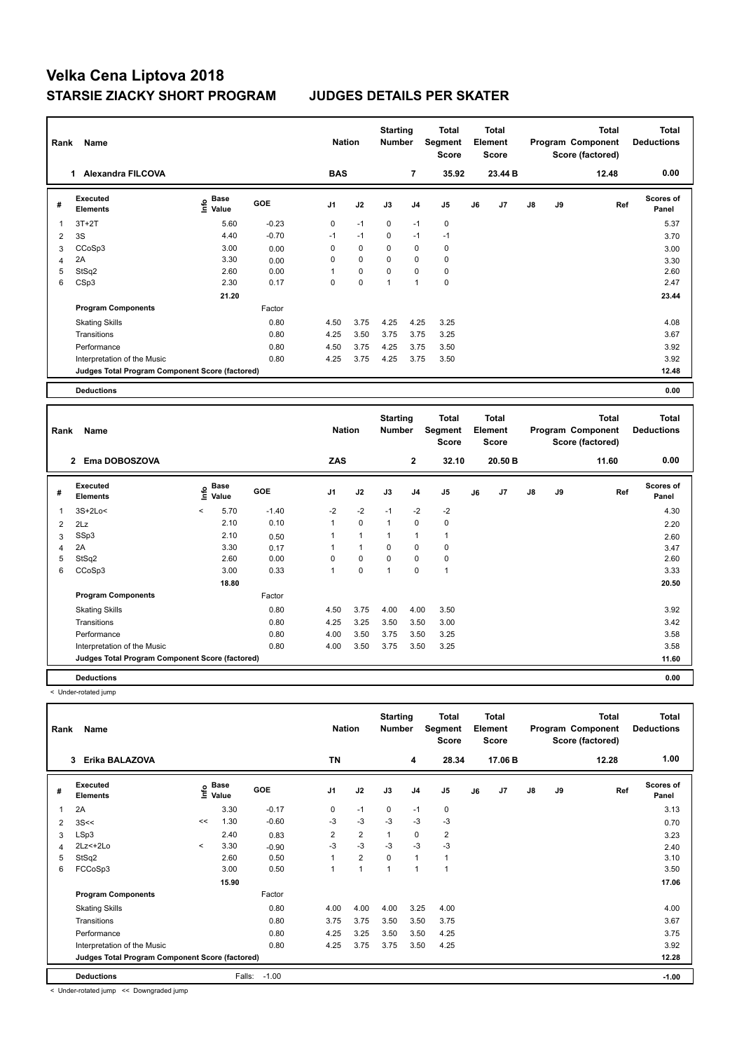# Velka Cena Liptova 2018

## STARSIE ZIACKY SHORT PROGRAM JUDGES DETAILS PER SKATER

| Rank | Name | Nation | Starting Number | Total Segment Score | Total Element Score | Total Program Component Score (factored) | Total Deductions |
|---|---|---|---|---|---|---|---|
| 1 | Alexandra FILCOVA | BAS | 7 | 35.92 | 23.44 B | 12.48 | 0.00 |

| # | Executed Elements | Info | Base Value | GOE | J1 | J2 | J3 | J4 | J5 | J6 | J7 | J8 | J9 | Ref | Scores of Panel |
|---|---|---|---|---|---|---|---|---|---|---|---|---|---|---|---|
| 1 | 3T+2T | | 5.60 | -0.23 | 0 | -1 | 0 | -1 | 0 | | | | | | 5.37 |
| 2 | 3S | | 4.40 | -0.70 | -1 | -1 | 0 | -1 | -1 | | | | | | 3.70 |
| 3 | CCoSp3 | | 3.00 | 0.00 | 0 | 0 | 0 | 0 | 0 | | | | | | 3.00 |
| 4 | 2A | | 3.30 | 0.00 | 0 | 0 | 0 | 0 | 0 | | | | | | 3.30 |
| 5 | StSq2 | | 2.60 | 0.00 | 1 | 0 | 0 | 0 | 0 | | | | | | 2.60 |
| 6 | CSp3 | | 2.30 | 0.17 | 0 | 0 | 1 | 1 | 0 | | | | | | 2.47 |
| | | | 21.20 | | | | | | | | | | | | 23.44 |
| | **Program Components** | | | Factor | | | | | | | | | | | |
| | Skating Skills | | | 0.80 | 4.50 | 3.75 | 4.25 | 4.25 | 3.25 | | | | | | 4.08 |
| | Transitions | | | 0.80 | 4.25 | 3.50 | 3.75 | 3.75 | 3.25 | | | | | | 3.67 |
| | Performance | | | 0.80 | 4.50 | 3.75 | 4.25 | 3.75 | 3.50 | | | | | | 3.92 |
| | Interpretation of the Music | | | 0.80 | 4.25 | 3.75 | 4.25 | 3.75 | 3.50 | | | | | | 3.92 |
| | **Judges Total Program Component Score (factored)** | | | | | | | | | | | | | | 12.48 |
| | **Deductions** | | | | | | | | | | | | | | 0.00 |

| Rank | Name | Nation | Starting Number | Total Segment Score | Total Element Score | Total Program Component Score (factored) | Total Deductions |
|---|---|---|---|---|---|---|---|
| 2 | Ema DOBOSZOVA | ZAS | 2 | 32.10 | 20.50 B | 11.60 | 0.00 |

| # | Executed Elements | Info | Base Value | GOE | J1 | J2 | J3 | J4 | J5 | J6 | J7 | J8 | J9 | Ref | Scores of Panel |
|---|---|---|---|---|---|---|---|---|---|---|---|---|---|---|---|
| 1 | 3S+2Lo< | < | 5.70 | -1.40 | -2 | -2 | -1 | -2 | -2 | | | | | | 4.30 |
| 2 | 2Lz | | 2.10 | 0.10 | 1 | 0 | 1 | 0 | 0 | | | | | | 2.20 |
| 3 | SSp3 | | 2.10 | 0.50 | 1 | 1 | 1 | 1 | 1 | | | | | | 2.60 |
| 4 | 2A | | 3.30 | 0.17 | 1 | 1 | 0 | 0 | 0 | | | | | | 3.47 |
| 5 | StSq2 | | 2.60 | 0.00 | 0 | 0 | 0 | 0 | 0 | | | | | | 2.60 |
| 6 | CCoSp3 | | 3.00 | 0.33 | 1 | 0 | 1 | 0 | 1 | | | | | | 3.33 |
| | | | 18.80 | | | | | | | | | | | | 20.50 |
| | **Program Components** | | | Factor | | | | | | | | | | | |
| | Skating Skills | | | 0.80 | 4.50 | 3.75 | 4.00 | 4.00 | 3.50 | | | | | | 3.92 |
| | Transitions | | | 0.80 | 4.25 | 3.25 | 3.50 | 3.50 | 3.00 | | | | | | 3.42 |
| | Performance | | | 0.80 | 4.00 | 3.50 | 3.75 | 3.50 | 3.25 | | | | | | 3.58 |
| | Interpretation of the Music | | | 0.80 | 4.00 | 3.50 | 3.75 | 3.50 | 3.25 | | | | | | 3.58 |
| | **Judges Total Program Component Score (factored)** | | | | | | | | | | | | | | 11.60 |
| | **Deductions** | | | | | | | | | | | | | | 0.00 |

< Under-rotated jump

| Rank | Name | Nation | Starting Number | Total Segment Score | Total Element Score | Total Program Component Score (factored) | Total Deductions |
|---|---|---|---|---|---|---|---|
| 3 | Erika BALAZOVA | TN | 4 | 28.34 | 17.06 B | 12.28 | 1.00 |

| # | Executed Elements | Info | Base Value | GOE | J1 | J2 | J3 | J4 | J5 | J6 | J7 | J8 | J9 | Ref | Scores of Panel |
|---|---|---|---|---|---|---|---|---|---|---|---|---|---|---|---|
| 1 | 2A | | 3.30 | -0.17 | 0 | -1 | 0 | -1 | 0 | | | | | | 3.13 |
| 2 | 3S<< | << | 1.30 | -0.60 | -3 | -3 | -3 | -3 | -3 | | | | | | 0.70 |
| 3 | LSp3 | | 2.40 | 0.83 | 2 | 2 | 1 | 0 | 2 | | | | | | 3.23 |
| 4 | 2Lz<+2Lo | < | 3.30 | -0.90 | -3 | -3 | -3 | -3 | -3 | | | | | | 2.40 |
| 5 | StSq2 | | 2.60 | 0.50 | 1 | 2 | 0 | 1 | 1 | | | | | | 3.10 |
| 6 | FCCoSp3 | | 3.00 | 0.50 | 1 | 1 | 1 | 1 | 1 | | | | | | 3.50 |
| | | | 15.90 | | | | | | | | | | | | 17.06 |
| | **Program Components** | | | Factor | | | | | | | | | | | |
| | Skating Skills | | | 0.80 | 4.00 | 4.00 | 4.00 | 3.25 | 4.00 | | | | | | 4.00 |
| | Transitions | | | 0.80 | 3.75 | 3.75 | 3.50 | 3.50 | 3.75 | | | | | | 3.67 |
| | Performance | | | 0.80 | 4.25 | 3.25 | 3.50 | 3.50 | 4.25 | | | | | | 3.75 |
| | Interpretation of the Music | | | 0.80 | 4.25 | 3.75 | 3.75 | 3.50 | 4.25 | | | | | | 3.92 |
| | **Judges Total Program Component Score (factored)** | | | | | | | | | | | | | | 12.28 |
| | **Deductions** | | Falls: | -1.00 | | | | | | | | | | | -1.00 |

< Under-rotated jump << Downgraded jump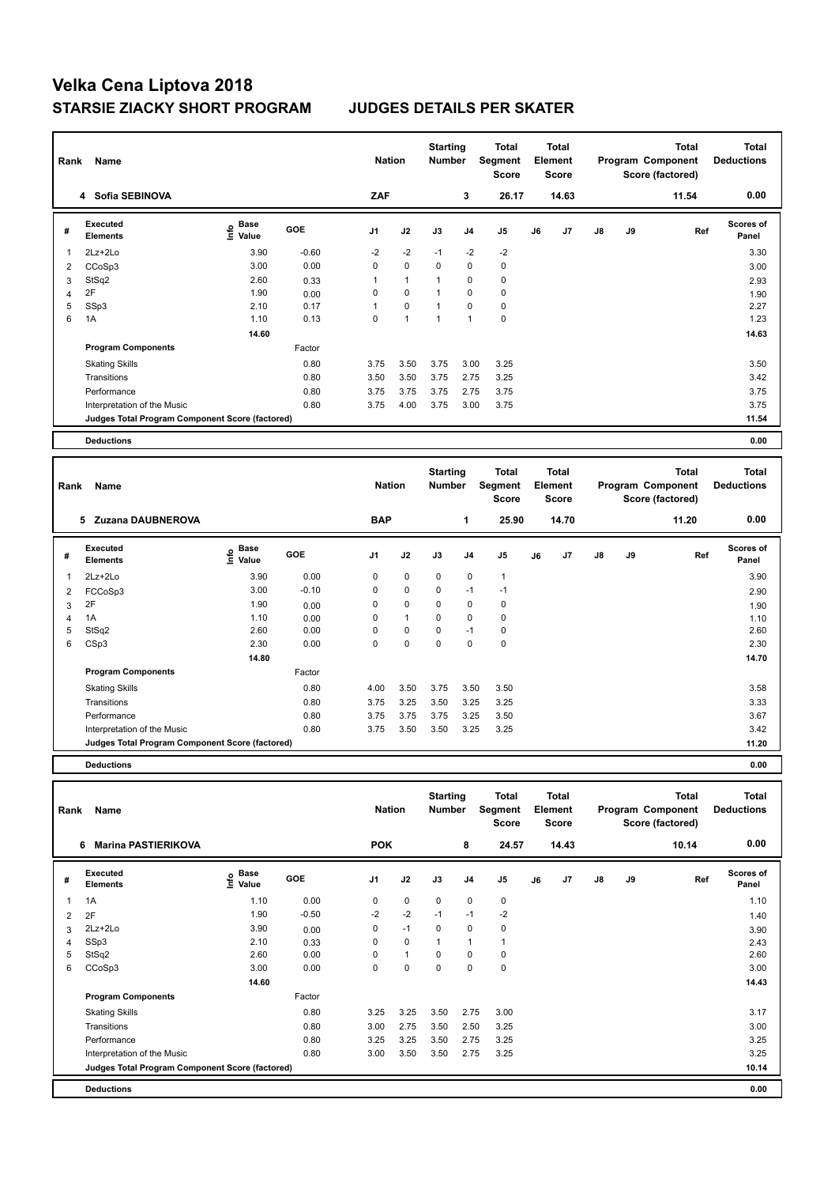# Velka Cena Liptova 2018

## STARSIE ZIACKY SHORT PROGRAM — JUDGES DETAILS PER SKATER

| Rank | Name | Nation | Starting Number | Total Segment Score | Total Element Score | Total Program Component Score (factored) | Total Deductions |
|---|---|---|---|---|---|---|---|
| 4 | Sofia SEBINOVA | ZAF | 3 | 26.17 | 14.63 | 11.54 | 0.00 |

| # | Executed Elements | Info | Base Value | GOE | J1 | J2 | J3 | J4 | J5 | J6 | J7 | J8 | J9 | Ref | Scores of Panel |
|---|---|---|---|---|---|---|---|---|---|---|---|---|---|---|---|
| 1 | 2Lz+2Lo | | 3.90 | -0.60 | -2 | -2 | -1 | -2 | -2 | | | | | | 3.30 |
| 2 | CCoSp3 | | 3.00 | 0.00 | 0 | 0 | 0 | 0 | 0 | | | | | | 3.00 |
| 3 | StSq2 | | 2.60 | 0.33 | 1 | 1 | 1 | 0 | 0 | | | | | | 2.93 |
| 4 | 2F | | 1.90 | 0.00 | 0 | 0 | 1 | 0 | 0 | | | | | | 1.90 |
| 5 | SSp3 | | 2.10 | 0.17 | 1 | 0 | 1 | 0 | 0 | | | | | | 2.27 |
| 6 | 1A | | 1.10 | 0.13 | 0 | 1 | 1 | 1 | 0 | | | | | | 1.23 |
| | | | 14.60 | | | | | | | | | | | | 14.63 |
| | **Program Components** | | | Factor | | | | | | | | | | | |
| | Skating Skills | | | 0.80 | 3.75 | 3.50 | 3.75 | 3.00 | 3.25 | | | | | | 3.50 |
| | Transitions | | | 0.80 | 3.50 | 3.50 | 3.75 | 2.75 | 3.25 | | | | | | 3.42 |
| | Performance | | | 0.80 | 3.75 | 3.75 | 3.75 | 2.75 | 3.75 | | | | | | 3.75 |
| | Interpretation of the Music | | | 0.80 | 3.75 | 4.00 | 3.75 | 3.00 | 3.75 | | | | | | 3.75 |
| | **Judges Total Program Component Score (factored)** | | | | | | | | | | | | | | 11.54 |
| | **Deductions** | | | | | | | | | | | | | | 0.00 |

| Rank | Name | Nation | Starting Number | Total Segment Score | Total Element Score | Total Program Component Score (factored) | Total Deductions |
|---|---|---|---|---|---|---|---|
| 5 | Zuzana DAUBNEROVA | BAP | 1 | 25.90 | 14.70 | 11.20 | 0.00 |

| # | Executed Elements | Info | Base Value | GOE | J1 | J2 | J3 | J4 | J5 | J6 | J7 | J8 | J9 | Ref | Scores of Panel |
|---|---|---|---|---|---|---|---|---|---|---|---|---|---|---|---|
| 1 | 2Lz+2Lo | | 3.90 | 0.00 | 0 | 0 | 0 | 0 | 1 | | | | | | 3.90 |
| 2 | FCCoSp3 | | 3.00 | -0.10 | 0 | 0 | 0 | -1 | -1 | | | | | | 2.90 |
| 3 | 2F | | 1.90 | 0.00 | 0 | 0 | 0 | 0 | 0 | | | | | | 1.90 |
| 4 | 1A | | 1.10 | 0.00 | 0 | 1 | 0 | 0 | 0 | | | | | | 1.10 |
| 5 | StSq2 | | 2.60 | 0.00 | 0 | 0 | 0 | -1 | 0 | | | | | | 2.60 |
| 6 | CSp3 | | 2.30 | 0.00 | 0 | 0 | 0 | 0 | 0 | | | | | | 2.30 |
| | | | 14.80 | | | | | | | | | | | | 14.70 |
| | **Program Components** | | | Factor | | | | | | | | | | | |
| | Skating Skills | | | 0.80 | 4.00 | 3.50 | 3.75 | 3.50 | 3.50 | | | | | | 3.58 |
| | Transitions | | | 0.80 | 3.75 | 3.25 | 3.50 | 3.25 | 3.25 | | | | | | 3.33 |
| | Performance | | | 0.80 | 3.75 | 3.75 | 3.75 | 3.25 | 3.50 | | | | | | 3.67 |
| | Interpretation of the Music | | | 0.80 | 3.75 | 3.50 | 3.50 | 3.25 | 3.25 | | | | | | 3.42 |
| | **Judges Total Program Component Score (factored)** | | | | | | | | | | | | | | 11.20 |
| | **Deductions** | | | | | | | | | | | | | | 0.00 |

| Rank | Name | Nation | Starting Number | Total Segment Score | Total Element Score | Total Program Component Score (factored) | Total Deductions |
|---|---|---|---|---|---|---|---|
| 6 | Marina PASTIERIKOVA | POK | 8 | 24.57 | 14.43 | 10.14 | 0.00 |

| # | Executed Elements | Info | Base Value | GOE | J1 | J2 | J3 | J4 | J5 | J6 | J7 | J8 | J9 | Ref | Scores of Panel |
|---|---|---|---|---|---|---|---|---|---|---|---|---|---|---|---|
| 1 | 1A | | 1.10 | 0.00 | 0 | 0 | 0 | 0 | 0 | | | | | | 1.10 |
| 2 | 2F | | 1.90 | -0.50 | -2 | -2 | -1 | -1 | -2 | | | | | | 1.40 |
| 3 | 2Lz+2Lo | | 3.90 | 0.00 | 0 | -1 | 0 | 0 | 0 | | | | | | 3.90 |
| 4 | SSp3 | | 2.10 | 0.33 | 0 | 0 | 1 | 1 | 1 | | | | | | 2.43 |
| 5 | StSq2 | | 2.60 | 0.00 | 0 | 1 | 0 | 0 | 0 | | | | | | 2.60 |
| 6 | CCoSp3 | | 3.00 | 0.00 | 0 | 0 | 0 | 0 | 0 | | | | | | 3.00 |
| | | | 14.60 | | | | | | | | | | | | 14.43 |
| | **Program Components** | | | Factor | | | | | | | | | | | |
| | Skating Skills | | | 0.80 | 3.25 | 3.25 | 3.50 | 2.75 | 3.00 | | | | | | 3.17 |
| | Transitions | | | 0.80 | 3.00 | 2.75 | 3.50 | 2.50 | 3.25 | | | | | | 3.00 |
| | Performance | | | 0.80 | 3.25 | 3.25 | 3.50 | 2.75 | 3.25 | | | | | | 3.25 |
| | Interpretation of the Music | | | 0.80 | 3.00 | 3.50 | 3.50 | 2.75 | 3.25 | | | | | | 3.25 |
| | **Judges Total Program Component Score (factored)** | | | | | | | | | | | | | | 10.14 |
| | **Deductions** | | | | | | | | | | | | | | 0.00 |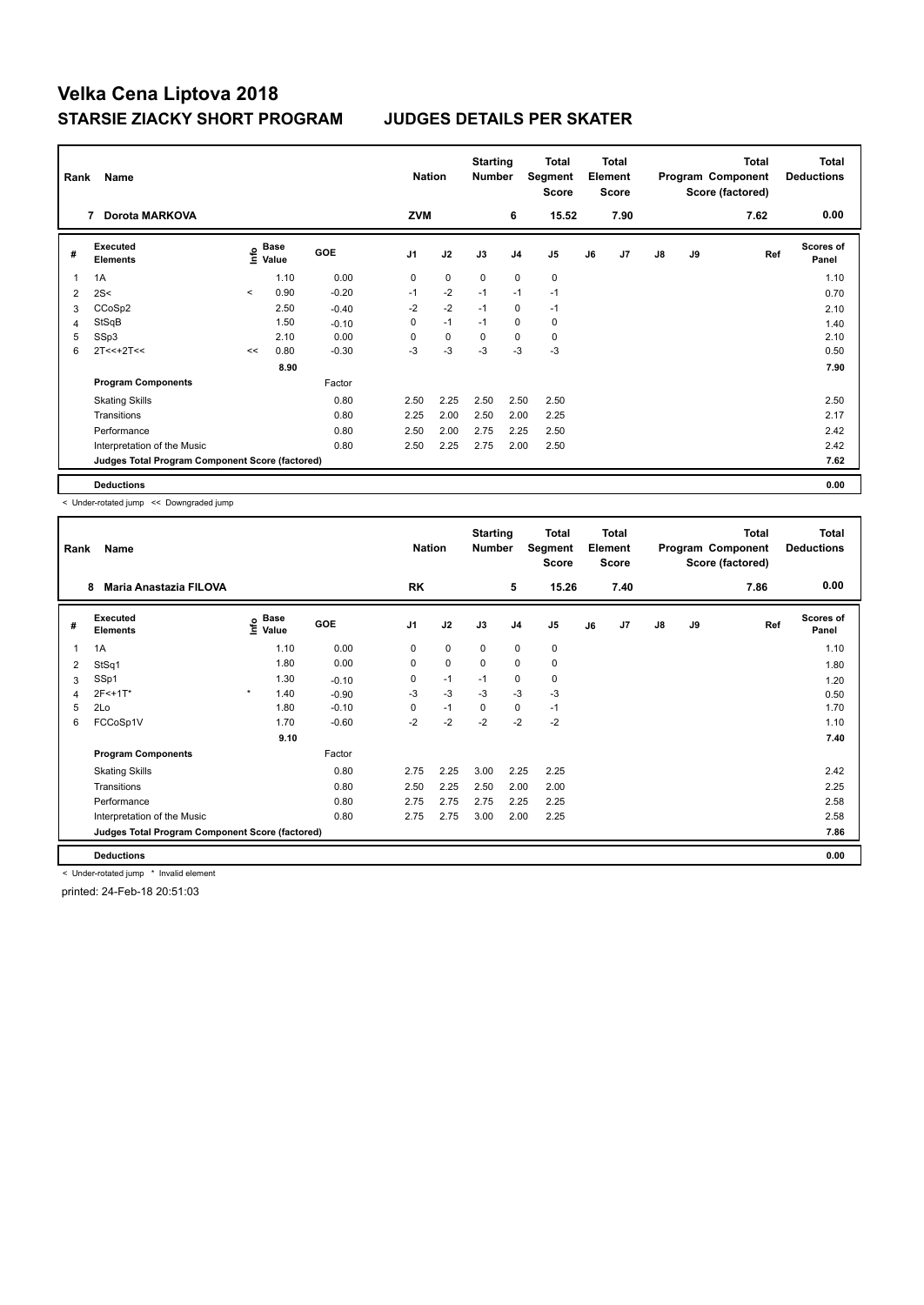# Velka Cena Liptova 2018

## STARSIE ZIACKY SHORT PROGRAM JUDGES DETAILS PER SKATER

| Rank | Name | Nation | Starting Number | Total Segment Score | Total Element Score | Total Program Component Score (factored) | Total Deductions |
|---|---|---|---|---|---|---|---|
| 7 | Dorota MARKOVA | ZVM | 6 | 15.52 | 7.90 | 7.62 | 0.00 |

| # | Executed Elements | Info | Base Value | GOE | J1 | J2 | J3 | J4 | J5 | J6 | J7 | J8 | J9 | Ref | Scores of Panel |
|---|---|---|---|---|---|---|---|---|---|---|---|---|---|---|---|
| 1 | 1A | | 1.10 | 0.00 | 0 | 0 | 0 | 0 | 0 | | | | | | 1.10 |
| 2 | 2S< | < | 0.90 | -0.20 | -1 | -2 | -1 | -1 | -1 | | | | | | 0.70 |
| 3 | CCoSp2 | | 2.50 | -0.40 | -2 | -2 | -1 | 0 | -1 | | | | | | 2.10 |
| 4 | StSqB | | 1.50 | -0.10 | 0 | -1 | -1 | 0 | 0 | | | | | | 1.40 |
| 5 | SSp3 | | 2.10 | 0.00 | 0 | 0 | 0 | 0 | 0 | | | | | | 2.10 |
| 6 | 2T<<+2T<< | << | 0.80 | -0.30 | -3 | -3 | -3 | -3 | -3 | | | | | | 0.50 |
| | | | 8.90 | | | | | | | | | | | | 7.90 |
| | **Program Components** | | | Factor | | | | | | | | | | | |
| | Skating Skills | | | 0.80 | 2.50 | 2.25 | 2.50 | 2.50 | 2.50 | | | | | | 2.50 |
| | Transitions | | | 0.80 | 2.25 | 2.00 | 2.50 | 2.00 | 2.25 | | | | | | 2.17 |
| | Performance | | | 0.80 | 2.50 | 2.00 | 2.75 | 2.25 | 2.50 | | | | | | 2.42 |
| | Interpretation of the Music | | | 0.80 | 2.50 | 2.25 | 2.75 | 2.00 | 2.50 | | | | | | 2.42 |
| | **Judges Total Program Component Score (factored)** | | | | | | | | | | | | | | 7.62 |
| | **Deductions** | | | | | | | | | | | | | | 0.00 |

< Under-rotated jump << Downgraded jump

| Rank | Name | Nation | Starting Number | Total Segment Score | Total Element Score | Total Program Component Score (factored) | Total Deductions |
|---|---|---|---|---|---|---|---|
| 8 | Maria Anastazia FILOVA | RK | 5 | 15.26 | 7.40 | 7.86 | 0.00 |

| # | Executed Elements | Info | Base Value | GOE | J1 | J2 | J3 | J4 | J5 | J6 | J7 | J8 | J9 | Ref | Scores of Panel |
|---|---|---|---|---|---|---|---|---|---|---|---|---|---|---|---|
| 1 | 1A | | 1.10 | 0.00 | 0 | 0 | 0 | 0 | 0 | | | | | | 1.10 |
| 2 | StSq1 | | 1.80 | 0.00 | 0 | 0 | 0 | 0 | 0 | | | | | | 1.80 |
| 3 | SSp1 | | 1.30 | -0.10 | 0 | -1 | -1 | 0 | 0 | | | | | | 1.20 |
| 4 | 2F<+1T* | * | 1.40 | -0.90 | -3 | -3 | -3 | -3 | -3 | | | | | | 0.50 |
| 5 | 2Lo | | 1.80 | -0.10 | 0 | -1 | 0 | 0 | -1 | | | | | | 1.70 |
| 6 | FCCoSp1V | | 1.70 | -0.60 | -2 | -2 | -2 | -2 | -2 | | | | | | 1.10 |
| | | | 9.10 | | | | | | | | | | | | 7.40 |
| | **Program Components** | | | Factor | | | | | | | | | | | |
| | Skating Skills | | | 0.80 | 2.75 | 2.25 | 3.00 | 2.25 | 2.25 | | | | | | 2.42 |
| | Transitions | | | 0.80 | 2.50 | 2.25 | 2.50 | 2.00 | 2.00 | | | | | | 2.25 |
| | Performance | | | 0.80 | 2.75 | 2.75 | 2.75 | 2.25 | 2.25 | | | | | | 2.58 |
| | Interpretation of the Music | | | 0.80 | 2.75 | 2.75 | 3.00 | 2.00 | 2.25 | | | | | | 2.58 |
| | **Judges Total Program Component Score (factored)** | | | | | | | | | | | | | | 7.86 |
| | **Deductions** | | | | | | | | | | | | | | 0.00 |

< Under-rotated jump * Invalid element

printed: 24-Feb-18 20:51:03